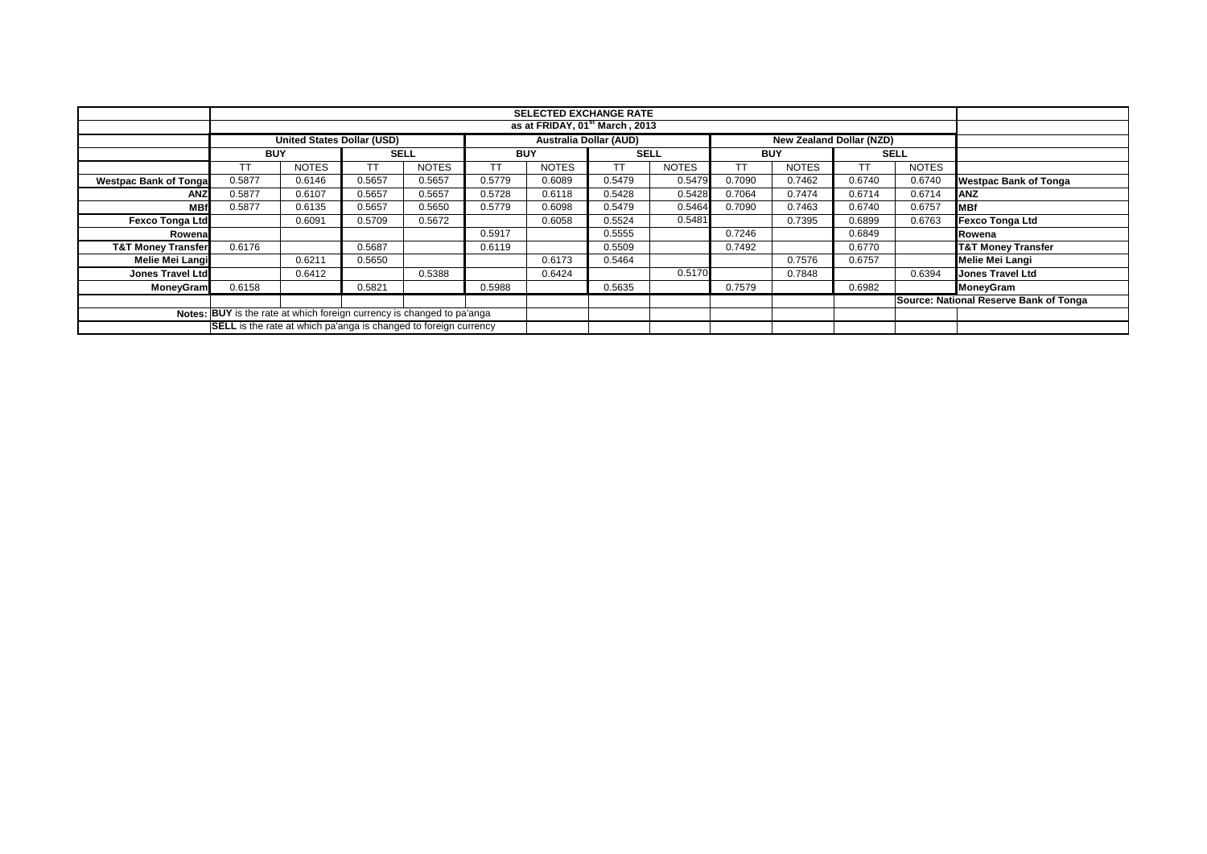| | SELECTED EXCHANGE RATE | | | | | | | | | | | | |
|---|---|---|---|---|---|---|---|---|---|---|---|---|---|
| | as at FRIDAY, 01st March , 2013 | | | | | | | | | | | | |
| | United States Dollar (USD) | | | | Australia Dollar (AUD) | | | | New Zealand Dollar (NZD) | | | | |
| | BUY | | SELL | | BUY | | SELL | | BUY | | SELL | | |
| | TT | NOTES | TT | NOTES | TT | NOTES | TT | NOTES | TT | NOTES | TT | NOTES | |
| Westpac Bank of Tonga | 0.5877 | 0.6146 | 0.5657 | 0.5657 | 0.5779 | 0.6089 | 0.5479 | 0.5479 | 0.7090 | 0.7462 | 0.6740 | 0.6740 | Westpac Bank of Tonga |
| ANZ | 0.5877 | 0.6107 | 0.5657 | 0.5657 | 0.5728 | 0.6118 | 0.5428 | 0.5428 | 0.7064 | 0.7474 | 0.6714 | 0.6714 | ANZ |
| MBf | 0.5877 | 0.6135 | 0.5657 | 0.5650 | 0.5779 | 0.6098 | 0.5479 | 0.5464 | 0.7090 | 0.7463 | 0.6740 | 0.6757 | MBf |
| Fexco Tonga Ltd | | 0.6091 | 0.5709 | 0.5672 | | 0.6058 | 0.5524 | 0.5481 | | 0.7395 | 0.6899 | 0.6763 | Fexco Tonga Ltd |
| Rowena | | | | | 0.5917 | | 0.5555 | | 0.7246 | | 0.6849 | | Rowena |
| T&T Money Transfer | 0.6176 | | 0.5687 | | 0.6119 | | 0.5509 | | 0.7492 | | 0.6770 | | T&T Money Transfer |
| Melie Mei Langi | | 0.6211 | 0.5650 | | | 0.6173 | 0.5464 | | | 0.7576 | 0.6757 | | Melie Mei Langi |
| Jones Travel Ltd | | 0.6412 | | 0.5388 | | 0.6424 | | 0.5170 | | 0.7848 | | 0.6394 | Jones Travel Ltd |
| MoneyGram | 0.6158 | | 0.5821 | | 0.5988 | | 0.5635 | | 0.7579 | | 0.6982 | | MoneyGram |
| | | | | | | | | | | | | | Source: National Reserve Bank of Tonga |
| Notes: | **BUY** is the rate at which foreign currency is changed to pa'anga | | | | | | | | | | | | |
| | **SELL** is the rate at which pa'anga is changed to foreign currency | | | | | | | | | | | | |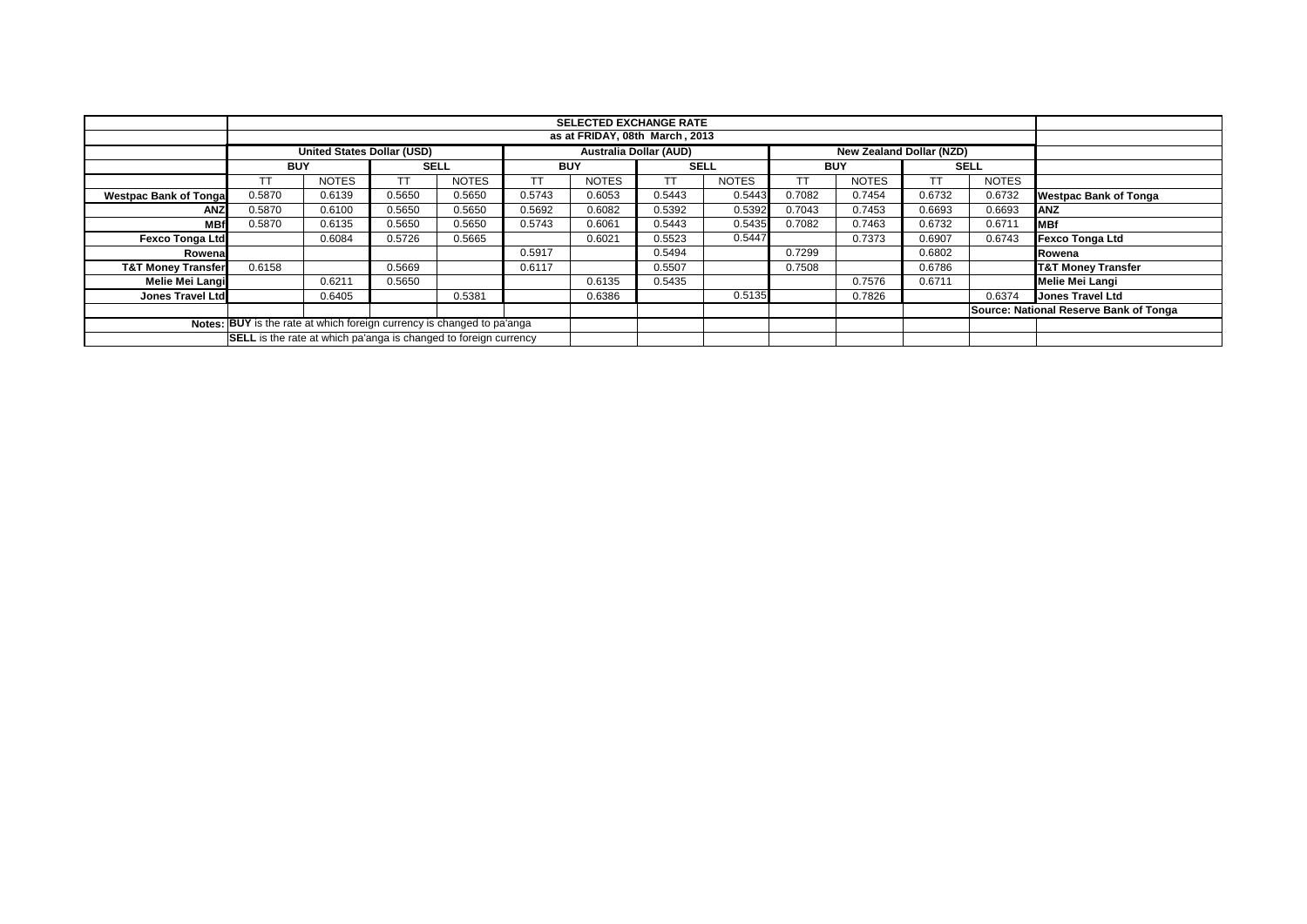| | SELECTED EXCHANGE RATE | | | | | | | | | | | | |
|---|---|---|---|---|---|---|---|---|---|---|---|---|---|
| | as at FRIDAY, 08th March , 2013 | | | | | | | | | | | | |
| | United States Dollar (USD) | | | | Australia Dollar (AUD) | | | | New Zealand Dollar (NZD) | | | | |
| | BUY | | SELL | | BUY | | SELL | | BUY | | SELL | | |
| | TT | NOTES | TT | NOTES | TT | NOTES | TT | NOTES | TT | NOTES | TT | NOTES | |
| **Westpac Bank of Tonga** | 0.5870 | 0.6139 | 0.5650 | 0.5650 | 0.5743 | 0.6053 | 0.5443 | 0.5443 | 0.7082 | 0.7454 | 0.6732 | 0.6732 | **Westpac Bank of Tonga** |
| **ANZ** | 0.5870 | 0.6100 | 0.5650 | 0.5650 | 0.5692 | 0.6082 | 0.5392 | 0.5392 | 0.7043 | 0.7453 | 0.6693 | 0.6693 | **ANZ** |
| **MBf** | 0.5870 | 0.6135 | 0.5650 | 0.5650 | 0.5743 | 0.6061 | 0.5443 | 0.5435 | 0.7082 | 0.7463 | 0.6732 | 0.6711 | **MBf** |
| **Fexco Tonga Ltd** | | 0.6084 | 0.5726 | 0.5665 | | 0.6021 | 0.5523 | 0.5447 | | 0.7373 | 0.6907 | 0.6743 | **Fexco Tonga Ltd** |
| **Rowena** | | | | | 0.5917 | | 0.5494 | | 0.7299 | | 0.6802 | | **Rowena** |
| **T&T Money Transfer** | 0.6158 | | 0.5669 | | 0.6117 | | 0.5507 | | 0.7508 | | 0.6786 | | **T&T Money Transfer** |
| **Melie Mei Langi** | | 0.6211 | 0.5650 | | | 0.6135 | 0.5435 | | | 0.7576 | 0.6711 | | **Melie Mei Langi** |
| **Jones Travel Ltd** | | 0.6405 | | 0.5381 | | 0.6386 | | 0.5135 | | 0.7826 | | 0.6374 | **Jones Travel Ltd** |
| | | | | | | | | | | | | | **Source: National Reserve Bank of Tonga** |
| **Notes:** | **BUY** is the rate at which foreign currency is changed to pa'anga | | | | | | | | | | | | |
| | **SELL** is the rate at which pa'anga is changed to foreign currency | | | | | | | | | | | | |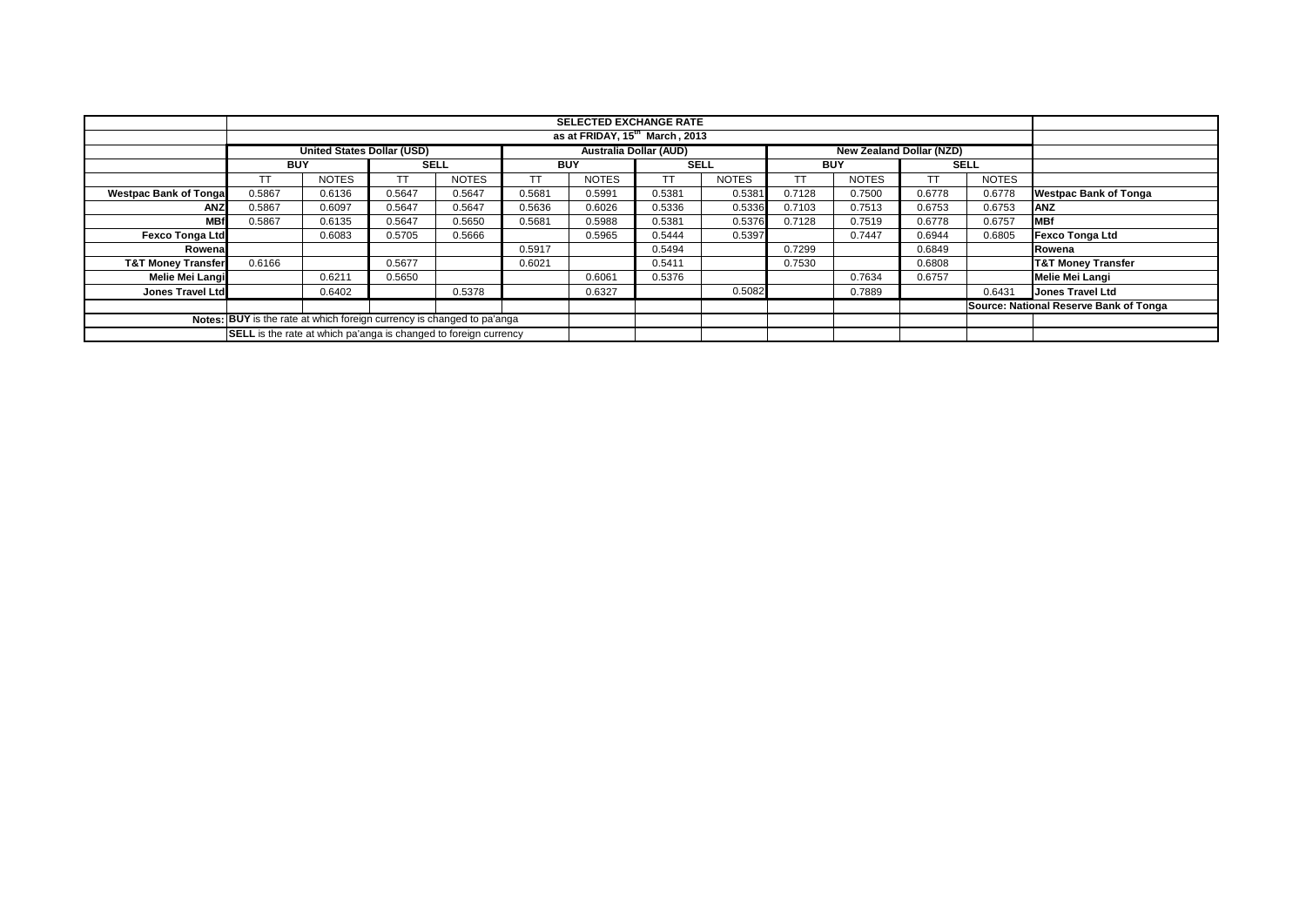| | SELECTED EXCHANGE RATE | | | | | | | | | | | | |
|---|---|---|---|---|---|---|---|---|---|---|---|---|---|
| | as at FRIDAY, 15th March , 2013 | | | | | | | | | | | | |
| | United States Dollar (USD) | | | | Australia Dollar (AUD) | | | | New Zealand Dollar (NZD) | | | | |
| | BUY | | SELL | | BUY | | SELL | | BUY | | SELL | | |
| | TT | NOTES | TT | NOTES | TT | NOTES | TT | NOTES | TT | NOTES | TT | NOTES | |
| **Westpac Bank of Tonga** | 0.5867 | 0.6136 | 0.5647 | 0.5647 | 0.5681 | 0.5991 | 0.5381 | 0.5381 | 0.7128 | 0.7500 | 0.6778 | 0.6778 | **Westpac Bank of Tonga** |
| **ANZ** | 0.5867 | 0.6097 | 0.5647 | 0.5647 | 0.5636 | 0.6026 | 0.5336 | 0.5336 | 0.7103 | 0.7513 | 0.6753 | 0.6753 | **ANZ** |
| **MBf** | 0.5867 | 0.6135 | 0.5647 | 0.5650 | 0.5681 | 0.5988 | 0.5381 | 0.5376 | 0.7128 | 0.7519 | 0.6778 | 0.6757 | **MBf** |
| **Fexco Tonga Ltd** | | 0.6083 | 0.5705 | 0.5666 | | 0.5965 | 0.5444 | 0.5397 | | 0.7447 | 0.6944 | 0.6805 | **Fexco Tonga Ltd** |
| **Rowena** | | | | | 0.5917 | | 0.5494 | | 0.7299 | | 0.6849 | | **Rowena** |
| **T&T Money Transfer** | 0.6166 | | 0.5677 | | 0.6021 | | 0.5411 | | 0.7530 | | 0.6808 | | **T&T Money Transfer** |
| **Melie Mei Langi** | | 0.6211 | 0.5650 | | | 0.6061 | 0.5376 | | | 0.7634 | 0.6757 | | **Melie Mei Langi** |
| **Jones Travel Ltd** | | 0.6402 | | 0.5378 | | 0.6327 | | 0.5082 | | 0.7889 | | 0.6431 | **Jones Travel Ltd** |
| | | | | | | | | | | | | | **Source: National Reserve Bank of Tonga** |
| Notes: | **BUY** is the rate at which foreign currency is changed to pa'anga | | | | | | | | | | | | |
| | **SELL** is the rate at which pa'anga is changed to foreign currency | | | | | | | | | | | | |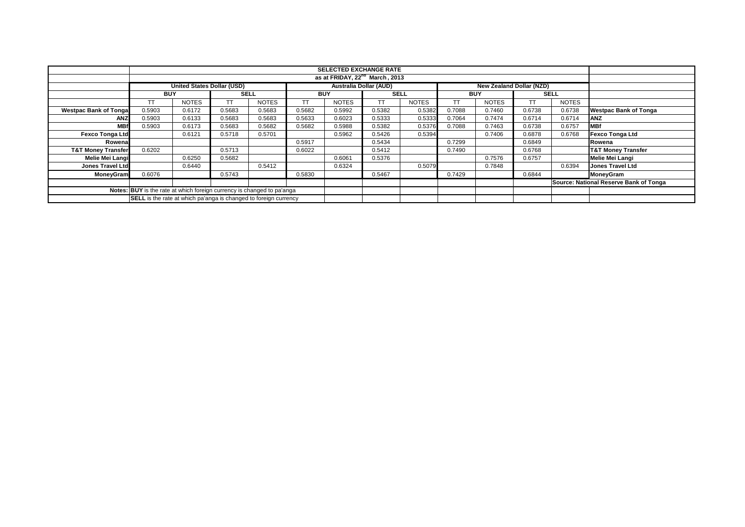| | SELECTED EXCHANGE RATE | | | | | | | | | | | | |
|---|---|---|---|---|---|---|---|---|---|---|---|---|---|
| | as at FRIDAY, 22nd March , 2013 | | | | | | | | | | | | |
| | United States Dollar (USD) | | | | Australia Dollar (AUD) | | | | New Zealand Dollar (NZD) | | | | |
| | BUY | | SELL | | BUY | | SELL | | BUY | | SELL | | |
| | TT | NOTES | TT | NOTES | TT | NOTES | TT | NOTES | TT | NOTES | TT | NOTES | |
| Westpac Bank of Tonga | 0.5903 | 0.6172 | 0.5683 | 0.5683 | 0.5682 | 0.5992 | 0.5382 | 0.5382 | 0.7088 | 0.7460 | 0.6738 | 0.6738 | Westpac Bank of Tonga |
| ANZ | 0.5903 | 0.6133 | 0.5683 | 0.5683 | 0.5633 | 0.6023 | 0.5333 | 0.5333 | 0.7064 | 0.7474 | 0.6714 | 0.6714 | ANZ |
| MBf | 0.5903 | 0.6173 | 0.5683 | 0.5682 | 0.5682 | 0.5988 | 0.5382 | 0.5376 | 0.7088 | 0.7463 | 0.6738 | 0.6757 | MBf |
| Fexco Tonga Ltd | | 0.6121 | 0.5718 | 0.5701 | | 0.5962 | 0.5426 | 0.5394 | | 0.7406 | 0.6878 | 0.6768 | Fexco Tonga Ltd |
| Rowena | | | | | 0.5917 | | 0.5434 | | 0.7299 | | 0.6849 | | Rowena |
| T&T Money Transfer | 0.6202 | | 0.5713 | | 0.6022 | | 0.5412 | | 0.7490 | | 0.6768 | | T&T Money Transfer |
| Melie Mei Langi | | 0.6250 | 0.5682 | | | 0.6061 | 0.5376 | | | 0.7576 | 0.6757 | | Melie Mei Langi |
| Jones Travel Ltd | | 0.6440 | | 0.5412 | | 0.6324 | | 0.5079 | | 0.7848 | | 0.6394 | Jones Travel Ltd |
| MoneyGram | 0.6076 | | 0.5743 | | 0.5830 | | 0.5467 | | 0.7429 | | 0.6844 | | MoneyGram |
| | | | | | | | | | | | | | Source: National Reserve Bank of Tonga |
| Notes: | **BUY** is the rate at which foreign currency is changed to pa'anga | | | | | | | | | | | | |
| | **SELL** is the rate at which pa'anga is changed to foreign currency | | | | | | | | | | | | |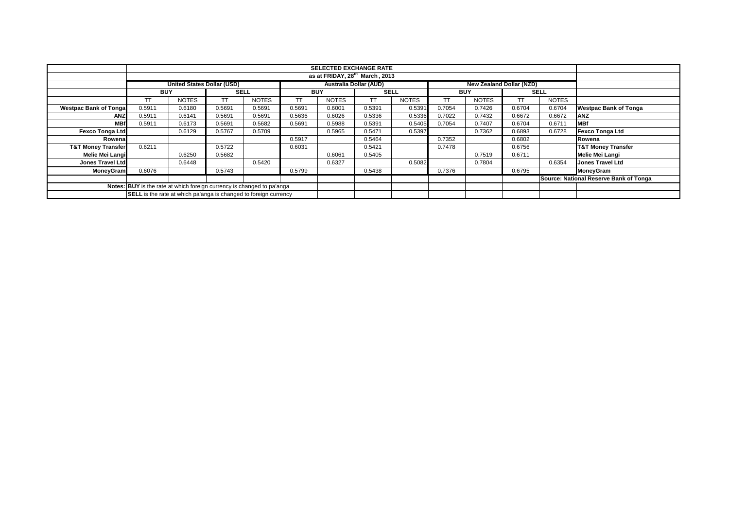| | SELECTED EXCHANGE RATE | | | | | | | | | | | | |
|---|---|---|---|---|---|---|---|---|---|---|---|---|---|
| | as at FRIDAY, 28th March , 2013 | | | | | | | | | | | | |
| | United States Dollar (USD) | | | | Australia Dollar (AUD) | | | | New Zealand Dollar (NZD) | | | | |
| | BUY | | SELL | | BUY | | SELL | | BUY | | SELL | | |
| | TT | NOTES | TT | NOTES | TT | NOTES | TT | NOTES | TT | NOTES | TT | NOTES | |
| **Westpac Bank of Tonga** | 0.5911 | 0.6180 | 0.5691 | 0.5691 | 0.5691 | 0.6001 | 0.5391 | 0.5391 | 0.7054 | 0.7426 | 0.6704 | 0.6704 | **Westpac Bank of Tonga** |
| **ANZ** | 0.5911 | 0.6141 | 0.5691 | 0.5691 | 0.5636 | 0.6026 | 0.5336 | 0.5336 | 0.7022 | 0.7432 | 0.6672 | 0.6672 | **ANZ** |
| **MBf** | 0.5911 | 0.6173 | 0.5691 | 0.5682 | 0.5691 | 0.5988 | 0.5391 | 0.5405 | 0.7054 | 0.7407 | 0.6704 | 0.6711 | **MBf** |
| **Fexco Tonga Ltd** | | 0.6129 | 0.5767 | 0.5709 | | 0.5965 | 0.5471 | 0.5397 | | 0.7362 | 0.6893 | 0.6728 | **Fexco Tonga Ltd** |
| **Rowena** | | | | | 0.5917 | | 0.5464 | | 0.7352 | | 0.6802 | | **Rowena** |
| **T&T Money Transfer** | 0.6211 | | 0.5722 | | 0.6031 | | 0.5421 | | 0.7478 | | 0.6756 | | **T&T Money Transfer** |
| **Melie Mei Langi** | | 0.6250 | 0.5682 | | | 0.6061 | 0.5405 | | | 0.7519 | 0.6711 | | **Melie Mei Langi** |
| **Jones Travel Ltd** | | 0.6448 | | 0.5420 | | 0.6327 | | 0.5082 | | 0.7804 | | 0.6354 | **Jones Travel Ltd** |
| **MoneyGram** | 0.6076 | | 0.5743 | | 0.5799 | | 0.5438 | | 0.7376 | | 0.6795 | | **MoneyGram** |
| | | | | | | | | | | | | | **Source: National Reserve Bank of Tonga** |
| **Notes:** | **BUY** is the rate at which foreign currency is changed to pa'anga | | | | | | | | | | | | |
| | **SELL** is the rate at which pa'anga is changed to foreign currency | | | | | | | | | | | | |